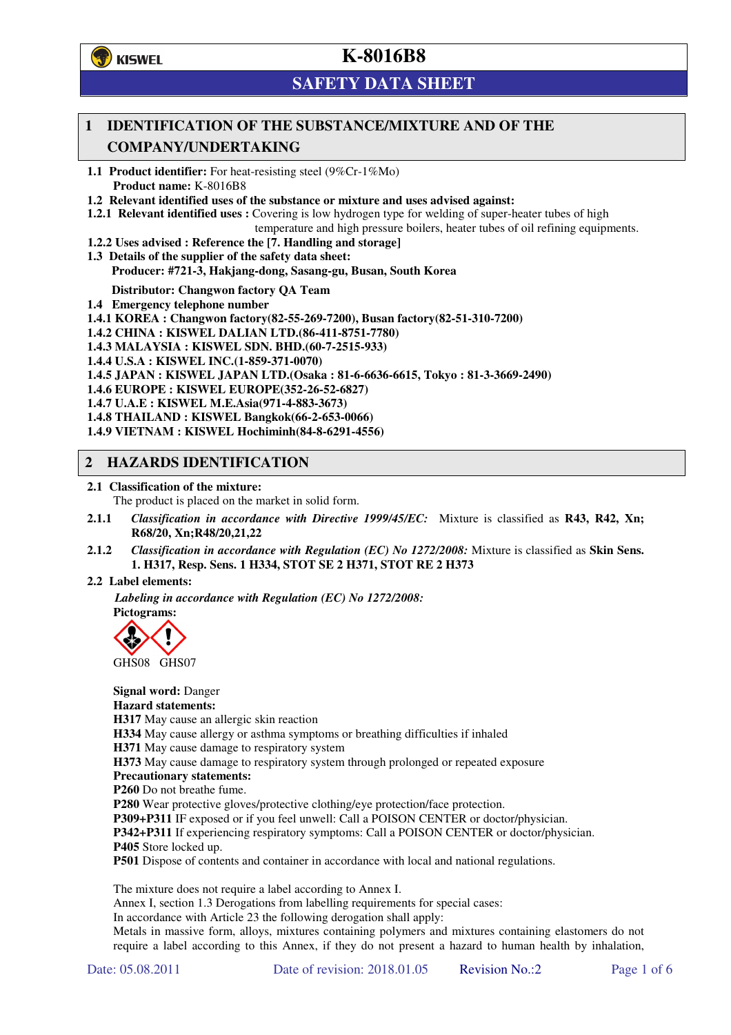# K-8016B8

## SAFETY DATA SHEET

## 1 IDENTIFICATION OF THE SUBSTANCE/MIXTURE AND OF THE COMPANY/UNDERTAKING

**1.1 Product identifier:** For heat-resisting steel (9%Cr-1%Mo)
**Product name:** K-8016B8

**1.2 Relevant identified uses of the substance or mixture and uses advised against:**

**1.2.1 Relevant identified uses :** Covering is low hydrogen type for welding of super-heater tubes of high temperature and high pressure boilers, heater tubes of oil refining equipments.

**1.2.2 Uses advised : Reference the [7. Handling and storage]**

**1.3 Details of the supplier of the safety data sheet:**
**Producer: #721-3, Hakjang-dong, Sasang-gu, Busan, South Korea**

**Distributor: Changwon factory QA Team**

**1.4 Emergency telephone number**

**1.4.1 KOREA : Changwon factory(82-55-269-7200), Busan factory(82-51-310-7200)**
**1.4.2 CHINA : KISWEL DALIAN LTD.(86-411-8751-7780)**
**1.4.3 MALAYSIA : KISWEL SDN. BHD.(60-7-2515-933)**
**1.4.4 U.S.A : KISWEL INC.(1-859-371-0070)**
**1.4.5 JAPAN : KISWEL JAPAN LTD.(Osaka : 81-6-6636-6615, Tokyo : 81-3-3669-2490)**
**1.4.6 EUROPE : KISWEL EUROPE(352-26-52-6827)**
**1.4.7 U.A.E : KISWEL M.E.Asia(971-4-883-3673)**
**1.4.8 THAILAND : KISWEL Bangkok(66-2-653-0066)**
**1.4.9 VIETNAM : KISWEL Hochiminh(84-8-6291-4556)**

## 2 HAZARDS IDENTIFICATION

**2.1 Classification of the mixture:**
The product is placed on the market in solid form.

**2.1.1** *Classification in accordance with Directive 1999/45/EC:* Mixture is classified as **R43, R42, Xn; R68/20, Xn;R48/20,21,22**

**2.1.2** *Classification in accordance with Regulation (EC) No 1272/2008:* Mixture is classified as **Skin Sens. 1. H317, Resp. Sens. 1 H334, STOT SE 2 H371, STOT RE 2 H373**

**2.2 Label elements:**

***Labeling in accordance with Regulation (EC) No 1272/2008:***

**Pictograms:**

GHS08 GHS07

**Signal word:** Danger

**Hazard statements:**

**H317** May cause an allergic skin reaction
**H334** May cause allergy or asthma symptoms or breathing difficulties if inhaled
**H371** May cause damage to respiratory system
**H373** May cause damage to respiratory system through prolonged or repeated exposure

**Precautionary statements:**

**P260** Do not breathe fume.
**P280** Wear protective gloves/protective clothing/eye protection/face protection.
**P309+P311** IF exposed or if you feel unwell: Call a POISON CENTER or doctor/physician.
**P342+P311** If experiencing respiratory symptoms: Call a POISON CENTER or doctor/physician.
**P405** Store locked up.
**P501** Dispose of contents and container in accordance with local and national regulations.

The mixture does not require a label according to Annex I.
Annex I, section 1.3 Derogations from labelling requirements for special cases:
In accordance with Article 23 the following derogation shall apply:
Metals in massive form, alloys, mixtures containing polymers and mixtures containing elastomers do not require a label according to this Annex, if they do not present a hazard to human health by inhalation,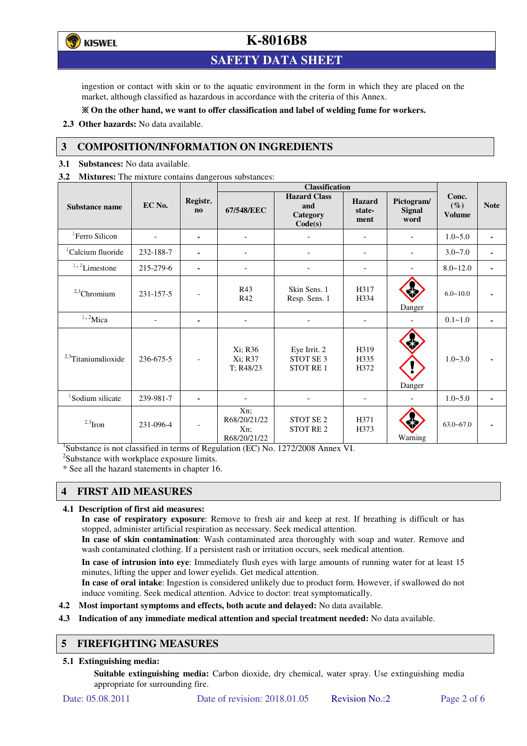ingestion or contact with skin or to the aquatic environment in the form in which they are placed on the market, although classified as hazardous in accordance with the criteria of this Annex.

**※ On the other hand, we want to offer classification and label of welding fume for workers.**

**2.3 Other hazards:** No data available.

## 3 COMPOSITION/INFORMATION ON INGREDIENTS

**3.1 Substances:** No data available.

**3.2 Mixtures:** The mixture contains dangerous substances:

| Substance name | EC No. | Registr. no | Classification | | | | Conc. (%) Volume | Note |
|---|---|---|---|---|---|---|---|---|
| | | | 67/548/EEC | Hazard Class and Category Code(s) | Hazard statement | Pictogram/ Signal word | | |
| [1]Ferro Silicon | - | - | - | - | - | - | 1.0~5.0 | - |
| [1]Calcium fluoride | 232-188-7 | - | - | - | - | - | 3.0~7.0 | - |
| [1,2]Limestone | 215-279-6 | - | - | - | - | - | 8.0~12.0 | - |
| [2,3]Chromium | 231-157-5 | - | R43<br>R42 | Skin Sens. 1<br>Resp. Sens. 1 | H317<br>H334 | Danger | 6.0~10.0 | - |
| [1,2]Mica | - | - | - | - | - | - | 0.1~1.0 | - |
| [2,3]Titaniumdioxide | 236-675-5 | - | Xi; R36<br>Xi; R37<br>T; R48/23 | Eye Irrit. 2<br>STOT SE 3<br>STOT RE 1 | H319<br>H335<br>H372 | Danger | 1.0~3.0 | - |
| [1]Sodium silicate | 239-981-7 | - | - | - | - | - | 1.0~5.0 | - |
| [2,3]Iron | 231-096-4 | - | Xn; R68/20/21/22<br>Xn; R68/20/21/22 | STOT SE 2<br>STOT RE 2 | H371<br>H373 | Warning | 63.0~67.0 | - |

[1]Substance is not classified in terms of Regulation (EC) No. 1272/2008 Annex VI.
[2]Substance with workplace exposure limits.
\* See all the hazard statements in chapter 16.

## 4 FIRST AID MEASURES

**4.1 Description of first aid measures:**

**In case of respiratory exposure**: Remove to fresh air and keep at rest. If breathing is difficult or has stopped, administer artificial respiration as necessary. Seek medical attention.

**In case of skin contamination**: Wash contaminated area thoroughly with soap and water. Remove and wash contaminated clothing. If a persistent rash or irritation occurs, seek medical attention.

**In case of intrusion into eye**: Immediately flush eyes with large amounts of running water for at least 15 minutes, lifting the upper and lower eyelids. Get medical attention.

**In case of oral intake**: Ingestion is considered unlikely due to product form. However, if swallowed do not induce vomiting. Seek medical attention. Advice to doctor: treat symptomatically.

**4.2 Most important symptoms and effects, both acute and delayed:** No data available.

**4.3 Indication of any immediate medical attention and special treatment needed:** No data available.

## 5 FIREFIGHTING MEASURES

**5.1 Extinguishing media:**

**Suitable extinguishing media:** Carbon dioxide, dry chemical, water spray. Use extinguishing media appropriate for surrounding fire.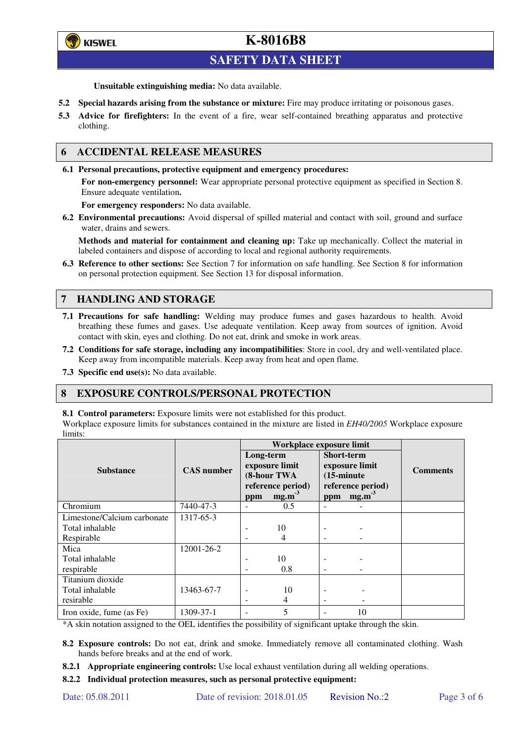**Unsuitable extinguishing media:** No data available.

**5.2 Special hazards arising from the substance or mixture:** Fire may produce irritating or poisonous gases.

**5.3 Advice for firefighters:** In the event of a fire, wear self-contained breathing apparatus and protective clothing.

## 6 ACCIDENTAL RELEASE MEASURES

**6.1 Personal precautions, protective equipment and emergency procedures:**

**For non-emergency personnel:** Wear appropriate personal protective equipment as specified in Section 8. Ensure adequate ventilation**.**

**For emergency responders:** No data available.

**6.2 Environmental precautions:** Avoid dispersal of spilled material and contact with soil, ground and surface water, drains and sewers.

**Methods and material for containment and cleaning up:** Take up mechanically. Collect the material in labeled containers and dispose of according to local and regional authority requirements.

**6.3 Reference to other sections:** See Section 7 for information on safe handling. See Section 8 for information on personal protection equipment. See Section 13 for disposal information.

## 7 HANDLING AND STORAGE

**7.1 Precautions for safe handling:** Welding may produce fumes and gases hazardous to health. Avoid breathing these fumes and gases. Use adequate ventilation. Keep away from sources of ignition. Avoid contact with skin, eyes and clothing. Do not eat, drink and smoke in work areas.

**7.2 Conditions for safe storage, including any incompatibilities**: Store in cool, dry and well-ventilated place. Keep away from incompatible materials. Keep away from heat and open flame.

**7.3 Specific end use(s):** No data available.

## 8 EXPOSURE CONTROLS/PERSONAL PROTECTION

**8.1 Control parameters:** Exposure limits were not established for this product.
Workplace exposure limits for substances contained in the mixture are listed in *EH40/2005* Workplace exposure limits:

| Substance | CAS number | Workplace exposure limit | | | | Comments |
|---|---|---|---|---|---|---|
| | | Long-term exposure limit (8-hour TWA reference period) | | Short-term exposure limit (15-minute reference period) | | |
| | | ppm | $mg.m^{-3}$ | ppm | $mg.m^{-3}$ | |
| Chromium | 7440-47-3 | - | 0.5 | - | - | |
| Limestone/Calcium carbonate | 1317-65-3 | | | | | |
| Total inhalable | | - | 10 | - | - | |
| Respirable | | - | 4 | - | - | |
| Mica | 12001-26-2 | | | | | |
| Total inhalable | | - | 10 | - | - | |
| respirable | | - | 0.8 | - | - | |
| Titanium dioxide | | | | | | |
| Total inhalable | 13463-67-7 | - | 10 | - | - | |
| resirable | | - | 4 | - | - | |
| Iron oxide, fume (as Fe) | 1309-37-1 | - | 5 | - | 10 | |

*A skin notation assigned to the OEL identifies the possibility of significant uptake through the skin.

**8.2 Exposure controls:** Do not eat, drink and smoke. Immediately remove all contaminated clothing. Wash hands before breaks and at the end of work.

**8.2.1 Appropriate engineering controls:** Use local exhaust ventilation during all welding operations.

**8.2.2 Individual protection measures, such as personal protective equipment:**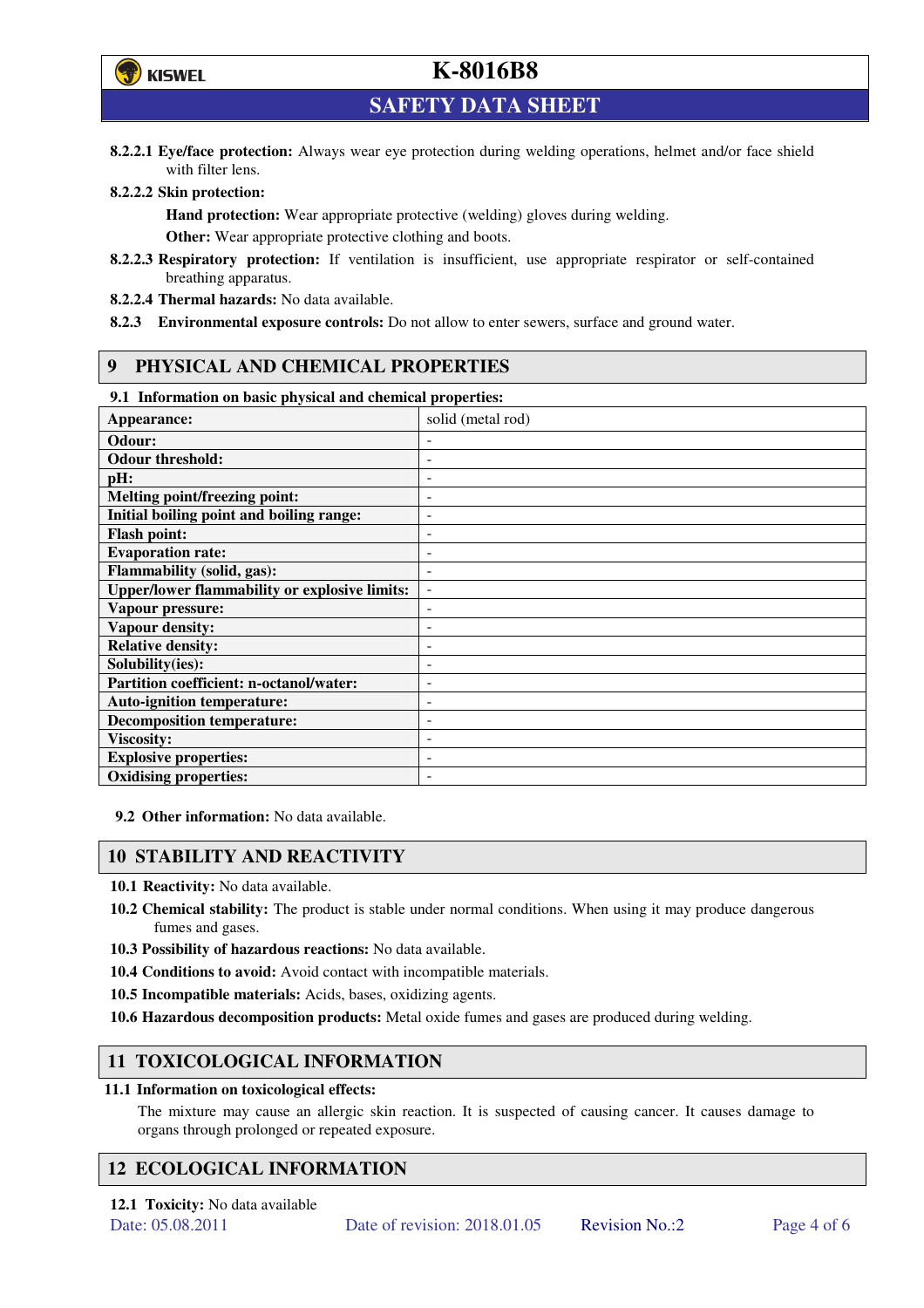**8.2.2.1 Eye/face protection:** Always wear eye protection during welding operations, helmet and/or face shield with filter lens.

**8.2.2.2 Skin protection:**

**Hand protection:** Wear appropriate protective (welding) gloves during welding.

**Other:** Wear appropriate protective clothing and boots.

**8.2.2.3 Respiratory protection:** If ventilation is insufficient, use appropriate respirator or self-contained breathing apparatus.

**8.2.2.4 Thermal hazards:** No data available.

**8.2.3 Environmental exposure controls:** Do not allow to enter sewers, surface and ground water.

## 9 PHYSICAL AND CHEMICAL PROPERTIES

**9.1 Information on basic physical and chemical properties:**

| **Appearance:** | solid (metal rod) |
|---|---|
| **Odour:** | - |
| **Odour threshold:** | - |
| **pH:** | - |
| **Melting point/freezing point:** | - |
| **Initial boiling point and boiling range:** | - |
| **Flash point:** | - |
| **Evaporation rate:** | - |
| **Flammability (solid, gas):** | - |
| **Upper/lower flammability or explosive limits:** | - |
| **Vapour pressure:** | - |
| **Vapour density:** | - |
| **Relative density:** | - |
| **Solubility(ies):** | - |
| **Partition coefficient: n-octanol/water:** | - |
| **Auto-ignition temperature:** | - |
| **Decomposition temperature:** | - |
| **Viscosity:** | - |
| **Explosive properties:** | - |
| **Oxidising properties:** | - |

**9.2 Other information:** No data available.

## 10 STABILITY AND REACTIVITY

**10.1 Reactivity:** No data available.

**10.2 Chemical stability:** The product is stable under normal conditions. When using it may produce dangerous fumes and gases.

**10.3 Possibility of hazardous reactions:** No data available.

**10.4 Conditions to avoid:** Avoid contact with incompatible materials.

**10.5 Incompatible materials:** Acids, bases, oxidizing agents.

**10.6 Hazardous decomposition products:** Metal oxide fumes and gases are produced during welding.

## 11 TOXICOLOGICAL INFORMATION

**11.1 Information on toxicological effects:**

The mixture may cause an allergic skin reaction. It is suspected of causing cancer. It causes damage to organs through prolonged or repeated exposure.

## 12 ECOLOGICAL INFORMATION

**12.1 Toxicity:** No data available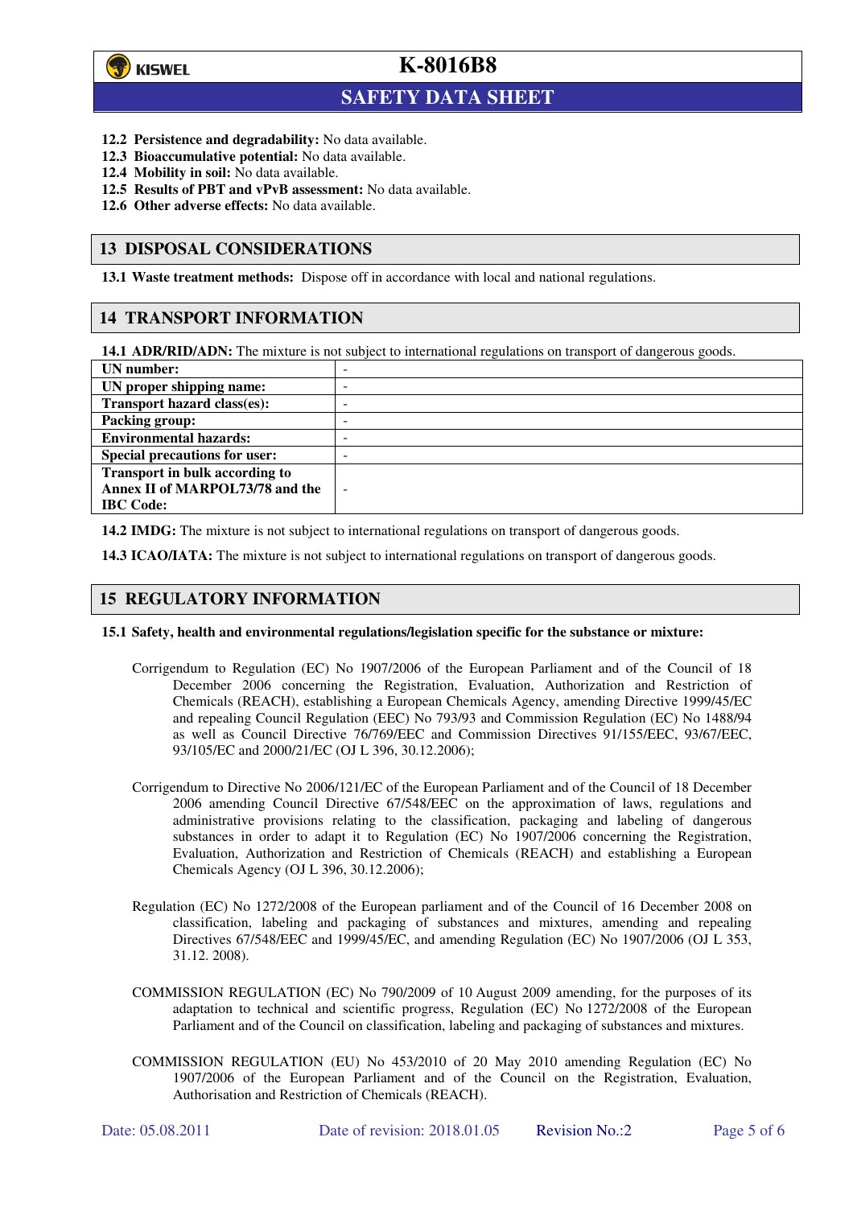**12.2 Persistence and degradability:** No data available.
**12.3 Bioaccumulative potential:** No data available.
**12.4 Mobility in soil:** No data available.
**12.5 Results of PBT and vPvB assessment:** No data available.
**12.6 Other adverse effects:** No data available.

## 13 DISPOSAL CONSIDERATIONS

**13.1 Waste treatment methods:** Dispose off in accordance with local and national regulations.

## 14 TRANSPORT INFORMATION

**14.1 ADR/RID/ADN:** The mixture is not subject to international regulations on transport of dangerous goods.

| | |
|---|---|
| **UN number:** | - |
| **UN proper shipping name:** | - |
| **Transport hazard class(es):** | - |
| **Packing group:** | - |
| **Environmental hazards:** | - |
| **Special precautions for user:** | - |
| **Transport in bulk according to Annex II of MARPOL73/78 and the IBC Code:** | - |

**14.2 IMDG:** The mixture is not subject to international regulations on transport of dangerous goods.

**14.3 ICAO/IATA:** The mixture is not subject to international regulations on transport of dangerous goods.

## 15 REGULATORY INFORMATION

**15.1 Safety, health and environmental regulations/legislation specific for the substance or mixture:**

Corrigendum to Regulation (EC) No 1907/2006 of the European Parliament and of the Council of 18 December 2006 concerning the Registration, Evaluation, Authorization and Restriction of Chemicals (REACH), establishing a European Chemicals Agency, amending Directive 1999/45/EC and repealing Council Regulation (EEC) No 793/93 and Commission Regulation (EC) No 1488/94 as well as Council Directive 76/769/EEC and Commission Directives 91/155/EEC, 93/67/EEC, 93/105/EC and 2000/21/EC (OJ L 396, 30.12.2006);

Corrigendum to Directive No 2006/121/EC of the European Parliament and of the Council of 18 December 2006 amending Council Directive 67/548/EEC on the approximation of laws, regulations and administrative provisions relating to the classification, packaging and labeling of dangerous substances in order to adapt it to Regulation (EC) No 1907/2006 concerning the Registration, Evaluation, Authorization and Restriction of Chemicals (REACH) and establishing a European Chemicals Agency (OJ L 396, 30.12.2006);

Regulation (EC) No 1272/2008 of the European parliament and of the Council of 16 December 2008 on classification, labeling and packaging of substances and mixtures, amending and repealing Directives 67/548/EEC and 1999/45/EC, and amending Regulation (EC) No 1907/2006 (OJ L 353, 31.12. 2008).

COMMISSION REGULATION (EC) No 790/2009 of 10 August 2009 amending, for the purposes of its adaptation to technical and scientific progress, Regulation (EC) No 1272/2008 of the European Parliament and of the Council on classification, labeling and packaging of substances and mixtures.

COMMISSION REGULATION (EU) No 453/2010 of 20 May 2010 amending Regulation (EC) No 1907/2006 of the European Parliament and of the Council on the Registration, Evaluation, Authorisation and Restriction of Chemicals (REACH).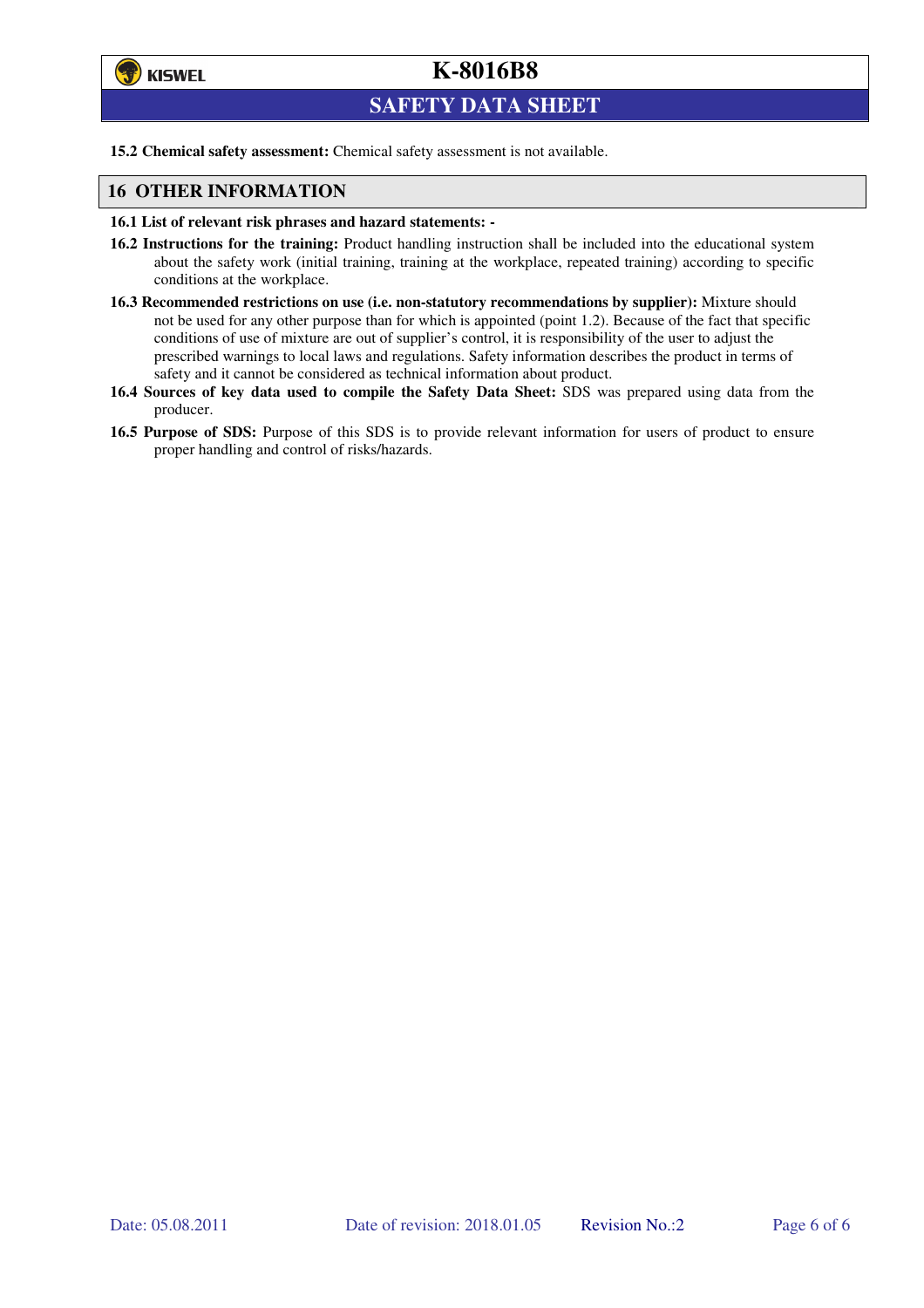**15.2 Chemical safety assessment:** Chemical safety assessment is not available.

## 16 OTHER INFORMATION

**16.1 List of relevant risk phrases and hazard statements: -**

**16.2 Instructions for the training:** Product handling instruction shall be included into the educational system about the safety work (initial training, training at the workplace, repeated training) according to specific conditions at the workplace.

**16.3 Recommended restrictions on use (i.e. non-statutory recommendations by supplier):** Mixture should not be used for any other purpose than for which is appointed (point 1.2). Because of the fact that specific conditions of use of mixture are out of supplier's control, it is responsibility of the user to adjust the prescribed warnings to local laws and regulations. Safety information describes the product in terms of safety and it cannot be considered as technical information about product.

**16.4 Sources of key data used to compile the Safety Data Sheet:** SDS was prepared using data from the producer.

**16.5 Purpose of SDS:** Purpose of this SDS is to provide relevant information for users of product to ensure proper handling and control of risks/hazards.